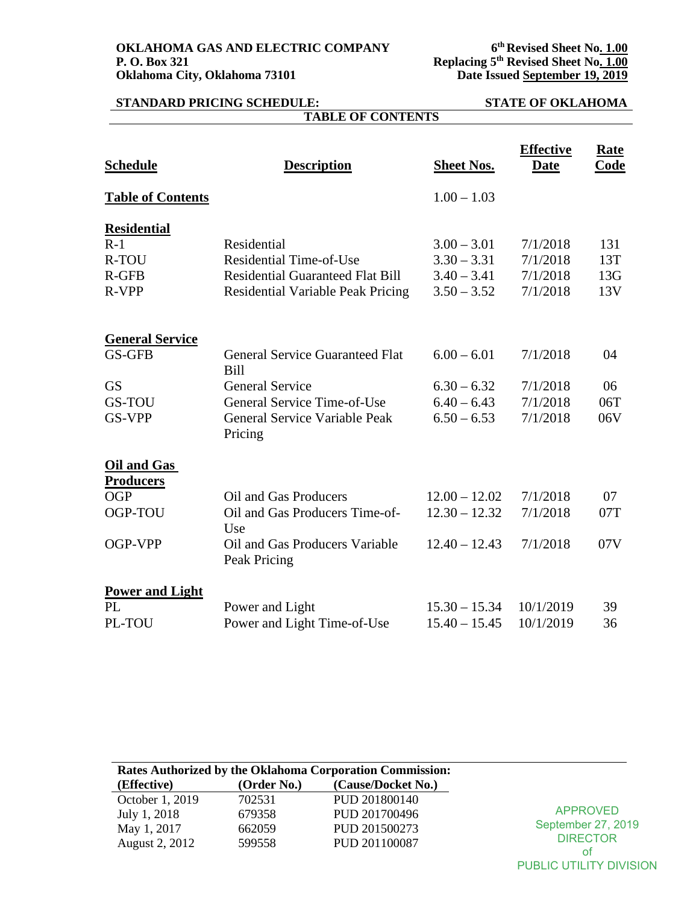**OKLAHOMA GAS AND ELECTRIC COMPANY**
**P. O. Box 321**
**Oklahoma City, Oklahoma 73101**

**6th Revised Sheet No. 1.00**
**Replacing 5th Revised Sheet No. 1.00**
**Date Issued September 19, 2019**

**STANDARD PRICING SCHEDULE:** **STATE OF OKLAHOMA**

## TABLE OF CONTENTS

| Schedule | Description | Sheet Nos. | Effective Date | Rate Code |
|---|---|---|---|---|
| **Table of Contents** | | 1.00 – 1.03 | | |
| **Residential** | | | | |
| R-1 | Residential | 3.00 – 3.01 | 7/1/2018 | 131 |
| R-TOU | Residential Time-of-Use | 3.30 – 3.31 | 7/1/2018 | 13T |
| R-GFB | Residential Guaranteed Flat Bill | 3.40 – 3.41 | 7/1/2018 | 13G |
| R-VPP | Residential Variable Peak Pricing | 3.50 – 3.52 | 7/1/2018 | 13V |
| **General Service** | | | | |
| GS-GFB | General Service Guaranteed Flat Bill | 6.00 – 6.01 | 7/1/2018 | 04 |
| GS | General Service | 6.30 – 6.32 | 7/1/2018 | 06 |
| GS-TOU | General Service Time-of-Use | 6.40 – 6.43 | 7/1/2018 | 06T |
| GS-VPP | General Service Variable Peak Pricing | 6.50 – 6.53 | 7/1/2018 | 06V |
| **Oil and Gas Producers** | | | | |
| OGP | Oil and Gas Producers | 12.00 – 12.02 | 7/1/2018 | 07 |
| OGP-TOU | Oil and Gas Producers Time-of-Use | 12.30 – 12.32 | 7/1/2018 | 07T |
| OGP-VPP | Oil and Gas Producers Variable Peak Pricing | 12.40 – 12.43 | 7/1/2018 | 07V |
| **Power and Light** | | | | |
| PL | Power and Light | 15.30 – 15.34 | 10/1/2019 | 39 |
| PL-TOU | Power and Light Time-of-Use | 15.40 – 15.45 | 10/1/2019 | 36 |

**Rates Authorized by the Oklahoma Corporation Commission:**

| (Effective) | (Order No.) | (Cause/Docket No.) |
|---|---|---|
| October 1, 2019 | 702531 | PUD 201800140 |
| July 1, 2018 | 679358 | PUD 201700496 |
| May 1, 2017 | 662059 | PUD 201500273 |
| August 2, 2012 | 599558 | PUD 201100087 |

APPROVED
September 27, 2019
DIRECTOR
of
PUBLIC UTILITY DIVISION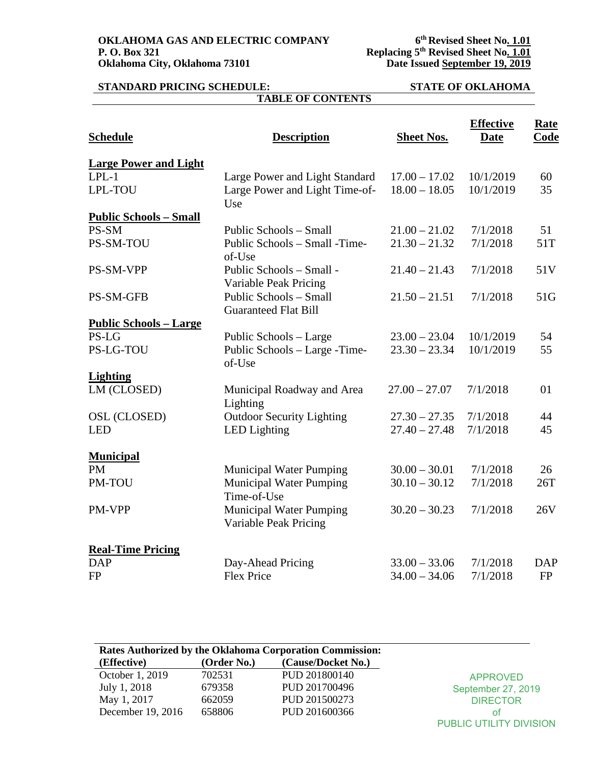**OKLAHOMA GAS AND ELECTRIC COMPANY**
**P. O. Box 321**
**Oklahoma City, Oklahoma 73101**

**6th Revised Sheet No. 1.01**
**Replacing 5th Revised Sheet No. 1.01**
**Date Issued September 19, 2019**

**STANDARD PRICING SCHEDULE:** **STATE OF OKLAHOMA**

**TABLE OF CONTENTS**

| Schedule | Description | Sheet Nos. | Effective Date | Rate Code |
|---|---|---|---|---|
| **Large Power and Light** | | | | |
| LPL-1 | Large Power and Light Standard | 17.00 – 17.02 | 10/1/2019 | 60 |
| LPL-TOU | Large Power and Light Time-of-Use | 18.00 – 18.05 | 10/1/2019 | 35 |
| **Public Schools – Small** | | | | |
| PS-SM | Public Schools – Small | 21.00 – 21.02 | 7/1/2018 | 51 |
| PS-SM-TOU | Public Schools – Small -Time-of-Use | 21.30 – 21.32 | 7/1/2018 | 51T |
| PS-SM-VPP | Public Schools – Small - Variable Peak Pricing | 21.40 – 21.43 | 7/1/2018 | 51V |
| PS-SM-GFB | Public Schools – Small Guaranteed Flat Bill | 21.50 – 21.51 | 7/1/2018 | 51G |
| **Public Schools – Large** | | | | |
| PS-LG | Public Schools – Large | 23.00 – 23.04 | 10/1/2019 | 54 |
| PS-LG-TOU | Public Schools – Large -Time-of-Use | 23.30 – 23.34 | 10/1/2019 | 55 |
| **Lighting** | | | | |
| LM (CLOSED) | Municipal Roadway and Area Lighting | 27.00 – 27.07 | 7/1/2018 | 01 |
| OSL (CLOSED) | Outdoor Security Lighting | 27.30 – 27.35 | 7/1/2018 | 44 |
| LED | LED Lighting | 27.40 – 27.48 | 7/1/2018 | 45 |
| **Municipal** | | | | |
| PM | Municipal Water Pumping | 30.00 – 30.01 | 7/1/2018 | 26 |
| PM-TOU | Municipal Water Pumping Time-of-Use | 30.10 – 30.12 | 7/1/2018 | 26T |
| PM-VPP | Municipal Water Pumping Variable Peak Pricing | 30.20 – 30.23 | 7/1/2018 | 26V |
| **Real-Time Pricing** | | | | |
| DAP | Day-Ahead Pricing | 33.00 – 33.06 | 7/1/2018 | DAP |
| FP | Flex Price | 34.00 – 34.06 | 7/1/2018 | FP |

**Rates Authorized by the Oklahoma Corporation Commission:**

| (Effective) | (Order No.) | (Cause/Docket No.) |
|---|---|---|
| October 1, 2019 | 702531 | PUD 201800140 |
| July 1, 2018 | 679358 | PUD 201700496 |
| May 1, 2017 | 662059 | PUD 201500273 |
| December 19, 2016 | 658806 | PUD 201600366 |

APPROVED
September 27, 2019
DIRECTOR
of
PUBLIC UTILITY DIVISION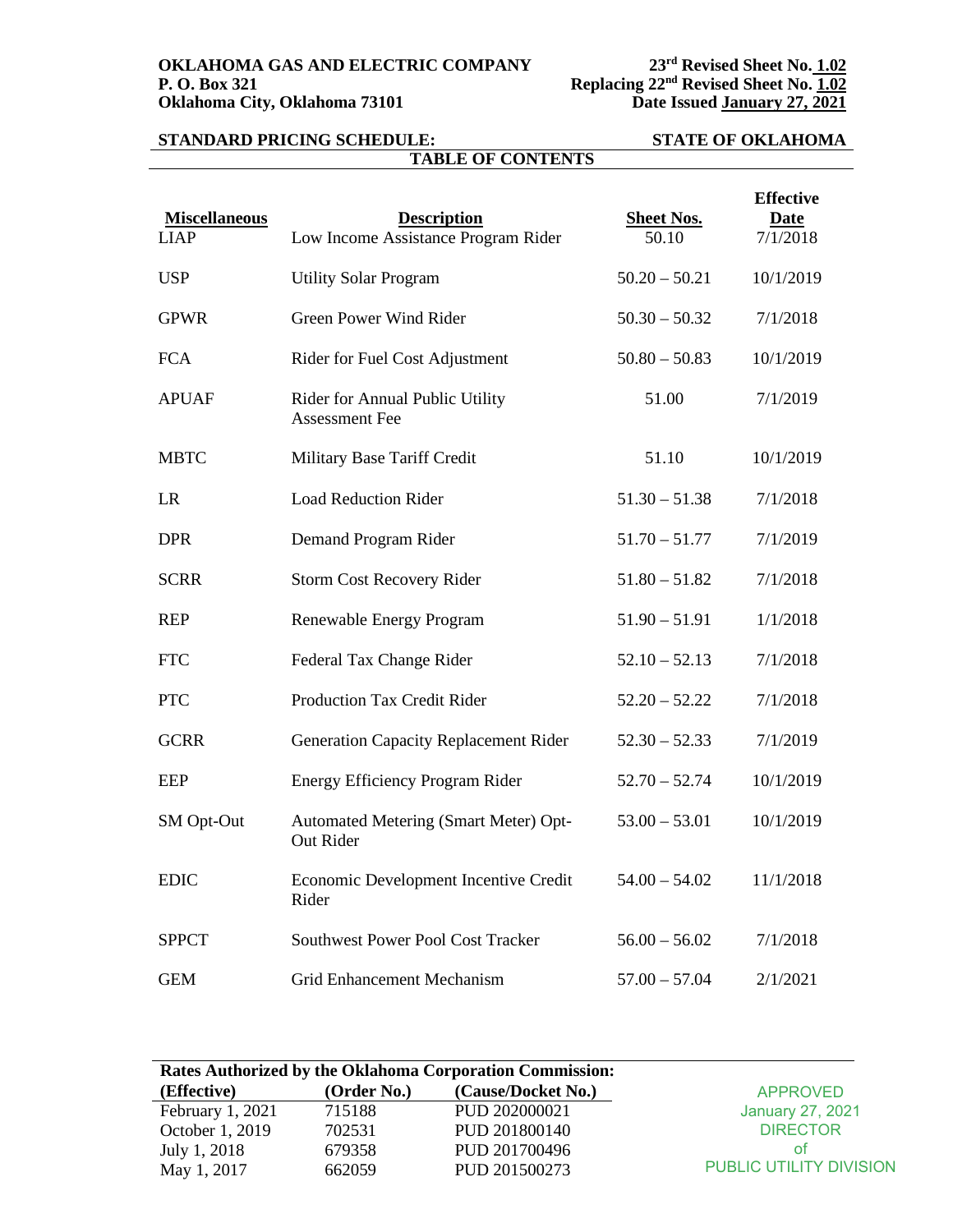**OKLAHOMA GAS AND ELECTRIC COMPANY**
**P. O. Box 321**
**Oklahoma City, Oklahoma 73101**

**23rd Revised Sheet No. 1.02**
**Replacing 22nd Revised Sheet No. 1.02**
**Date Issued January 27, 2021**

**STANDARD PRICING SCHEDULE:** **STATE OF OKLAHOMA**

## TABLE OF CONTENTS

| Miscellaneous | Description | Sheet Nos. | Effective Date |
|---|---|---|---|
| LIAP | Low Income Assistance Program Rider | 50.10 | 7/1/2018 |
| USP | Utility Solar Program | 50.20 – 50.21 | 10/1/2019 |
| GPWR | Green Power Wind Rider | 50.30 – 50.32 | 7/1/2018 |
| FCA | Rider for Fuel Cost Adjustment | 50.80 – 50.83 | 10/1/2019 |
| APUAF | Rider for Annual Public Utility Assessment Fee | 51.00 | 7/1/2019 |
| MBTC | Military Base Tariff Credit | 51.10 | 10/1/2019 |
| LR | Load Reduction Rider | 51.30 – 51.38 | 7/1/2018 |
| DPR | Demand Program Rider | 51.70 – 51.77 | 7/1/2019 |
| SCRR | Storm Cost Recovery Rider | 51.80 – 51.82 | 7/1/2018 |
| REP | Renewable Energy Program | 51.90 – 51.91 | 1/1/2018 |
| FTC | Federal Tax Change Rider | 52.10 – 52.13 | 7/1/2018 |
| PTC | Production Tax Credit Rider | 52.20 – 52.22 | 7/1/2018 |
| GCRR | Generation Capacity Replacement Rider | 52.30 – 52.33 | 7/1/2019 |
| EEP | Energy Efficiency Program Rider | 52.70 – 52.74 | 10/1/2019 |
| SM Opt-Out | Automated Metering (Smart Meter) Opt-Out Rider | 53.00 – 53.01 | 10/1/2019 |
| EDIC | Economic Development Incentive Credit Rider | 54.00 – 54.02 | 11/1/2018 |
| SPPCT | Southwest Power Pool Cost Tracker | 56.00 – 56.02 | 7/1/2018 |
| GEM | Grid Enhancement Mechanism | 57.00 – 57.04 | 2/1/2021 |

**Rates Authorized by the Oklahoma Corporation Commission:**

| (Effective) | (Order No.) | (Cause/Docket No.) |
|---|---|---|
| February 1, 2021 | 715188 | PUD 202000021 |
| October 1, 2019 | 702531 | PUD 201800140 |
| July 1, 2018 | 679358 | PUD 201700496 |
| May 1, 2017 | 662059 | PUD 201500273 |

APPROVED
January 27, 2021
DIRECTOR
of
PUBLIC UTILITY DIVISION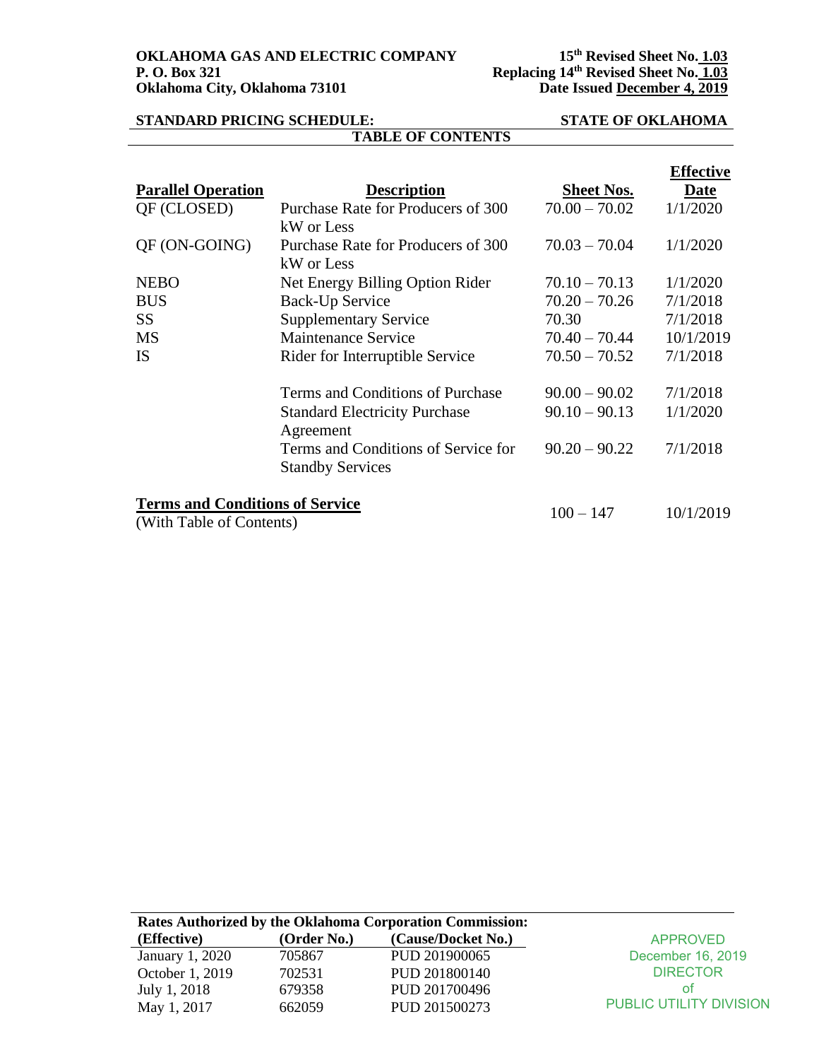**OKLAHOMA GAS AND ELECTRIC COMPANY**
**P. O. Box 321**
**Oklahoma City, Oklahoma 73101**

**15th Revised Sheet No. 1.03**
**Replacing 14th Revised Sheet No. 1.03**
**Date Issued December 4, 2019**

**STANDARD PRICING SCHEDULE:** **STATE OF OKLAHOMA**

**TABLE OF CONTENTS**

| **Parallel Operation** | **Description** | **Sheet Nos.** | **Effective Date** |
|---|---|---|---|
| QF (CLOSED) | Purchase Rate for Producers of 300 kW or Less | 70.00 – 70.02 | 1/1/2020 |
| QF (ON-GOING) | Purchase Rate for Producers of 300 kW or Less | 70.03 – 70.04 | 1/1/2020 |
| NEBO | Net Energy Billing Option Rider | 70.10 – 70.13 | 1/1/2020 |
| BUS | Back-Up Service | 70.20 – 70.26 | 7/1/2018 |
| SS | Supplementary Service | 70.30 | 7/1/2018 |
| MS | Maintenance Service | 70.40 – 70.44 | 10/1/2019 |
| IS | Rider for Interruptible Service | 70.50 – 70.52 | 7/1/2018 |
| | Terms and Conditions of Purchase | 90.00 – 90.02 | 7/1/2018 |
| | Standard Electricity Purchase Agreement | 90.10 – 90.13 | 1/1/2020 |
| | Terms and Conditions of Service for Standby Services | 90.20 – 90.22 | 7/1/2018 |
| **Terms and Conditions of Service** (With Table of Contents) | | 100 – 147 | 10/1/2019 |

**Rates Authorized by the Oklahoma Corporation Commission:**

| **(Effective)** | **(Order No.)** | **(Cause/Docket No.)** |
|---|---|---|
| January 1, 2020 | 705867 | PUD 201900065 |
| October 1, 2019 | 702531 | PUD 201800140 |
| July 1, 2018 | 679358 | PUD 201700496 |
| May 1, 2017 | 662059 | PUD 201500273 |

APPROVED
December 16, 2019
DIRECTOR
of
PUBLIC UTILITY DIVISION